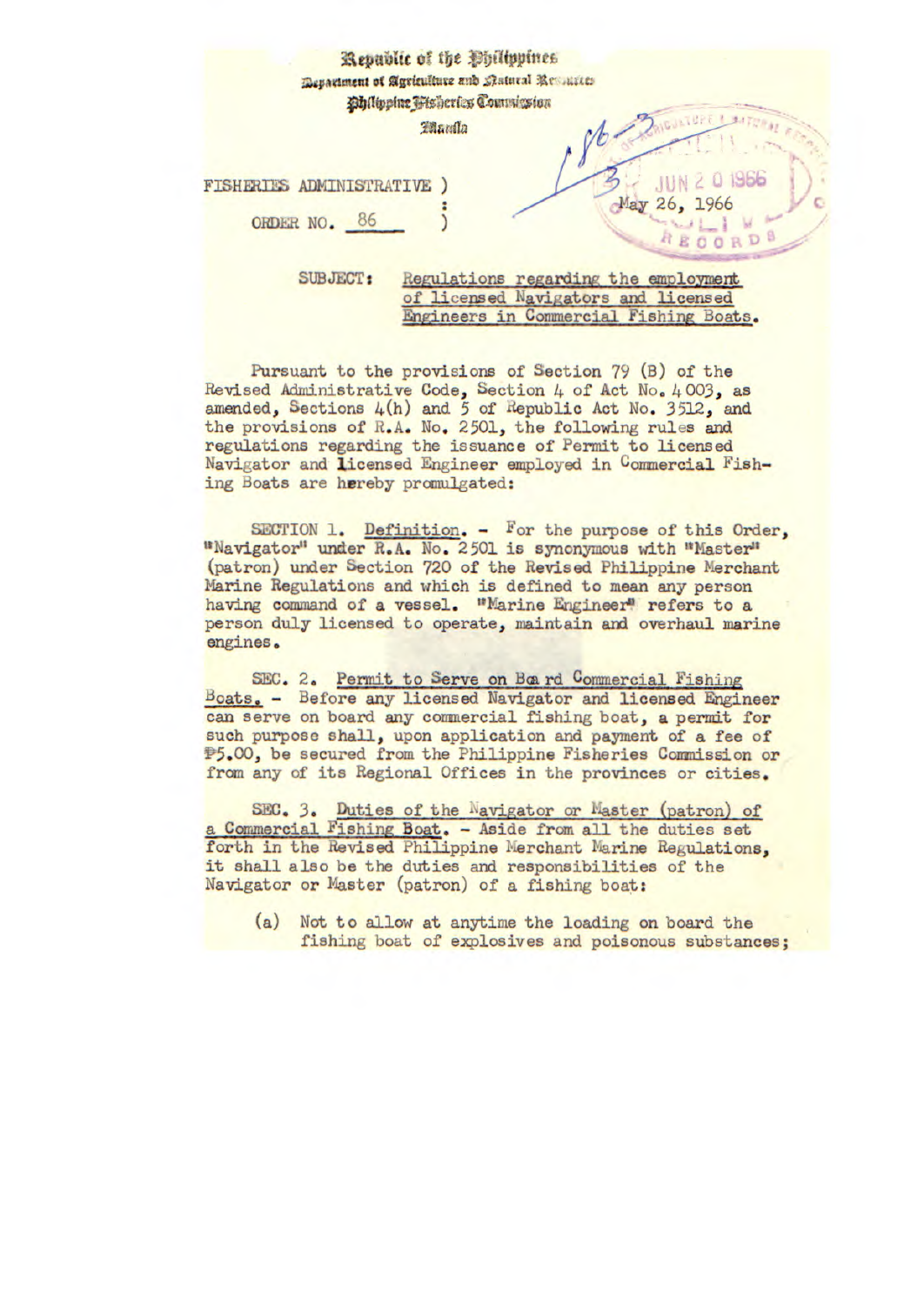Republic of the Philippines
Department of Agriculture and Natural Resources
Philippine Fisheries Commission
Manila

FISHERIES ADMINISTRATIVE ORDER NO. 86

May 26, 1966

SUBJECT: Regulations regarding the employment of licensed Navigators and licensed Engineers in Commercial Fishing Boats.

Pursuant to the provisions of Section 79 (B) of the Revised Administrative Code, Section 4 of Act No. 4003, as amended, Sections 4(h) and 5 of Republic Act No. 3512, and the provisions of R.A. No. 2501, the following rules and regulations regarding the issuance of Permit to licensed Navigator and licensed Engineer employed in Commercial Fishing Boats are hereby promulgated:

SECTION 1. Definition. - For the purpose of this Order, "Navigator" under R.A. No. 2501 is synonymous with "Master" (patron) under Section 720 of the Revised Philippine Merchant Marine Regulations and which is defined to mean any person having command of a vessel. "Marine Engineer" refers to a person duly licensed to operate, maintain and overhaul marine engines.

SEC. 2. Permit to Serve on Board Commercial Fishing Boats. - Before any licensed Navigator and licensed Engineer can serve on board any commercial fishing boat, a permit for such purpose shall, upon application and payment of a fee of ₱5.00, be secured from the Philippine Fisheries Commission or from any of its Regional Offices in the provinces or cities.

SEC. 3. Duties of the Navigator or Master (patron) of a Commercial Fishing Boat. - Aside from all the duties set forth in the Revised Philippine Merchant Marine Regulations, it shall also be the duties and responsibilities of the Navigator or Master (patron) of a fishing boat:

(a) Not to allow at anytime the loading on board the fishing boat of explosives and poisonous substances;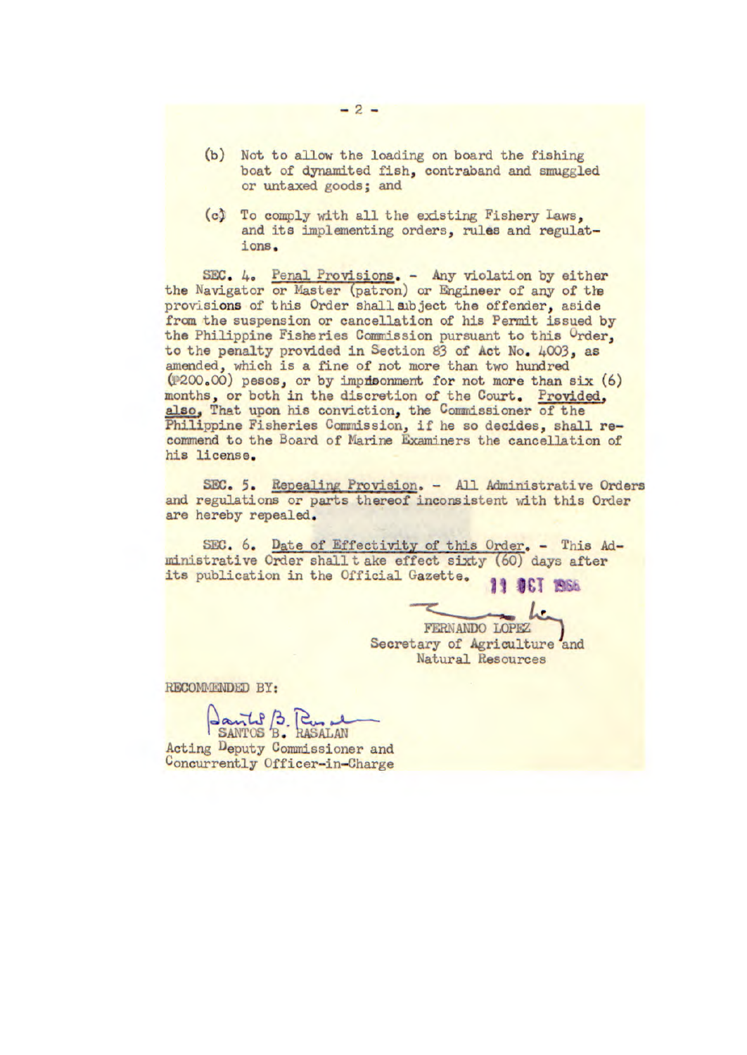(b) Not to allow the loading on board the fishing boat of dynamited fish, contraband and smuggled or untaxed goods; and

(c) To comply with all the existing Fishery Laws, and its implementing orders, rules and regulations.

SEC. 4. Penal Provisions. - Any violation by either the Navigator or Master (patron) or Engineer of any of the provisions of this Order shall subject the offender, aside from the suspension or cancellation of his Permit issued by the Philippine Fisheries Commission pursuant to this Order, to the penalty provided in Section 83 of Act No. 4003, as amended, which is a fine of not more than two hundred (₱200.00) pesos, or by imprisonment for not more than six (6) months, or both in the discretion of the Court. Provided, also, That upon his conviction, the Commissioner of the Philippine Fisheries Commission, if he so decides, shall recommend to the Board of Marine Examiners the cancellation of his license.

SEC. 5. Repealing Provision. - All Administrative Orders and regulations or parts thereof inconsistent with this Order are hereby repealed.

SEC. 6. Date of Effectivity of this Order. - This Administrative Order shall take effect sixty (60) days after its publication in the Official Gazette. 11 OCT 1966

FERNANDO LOPEZ
Secretary of Agriculture and Natural Resources

RECOMMENDED BY:

SANTOS B. RASALAN
Acting Deputy Commissioner and Concurrently Officer-in-Charge